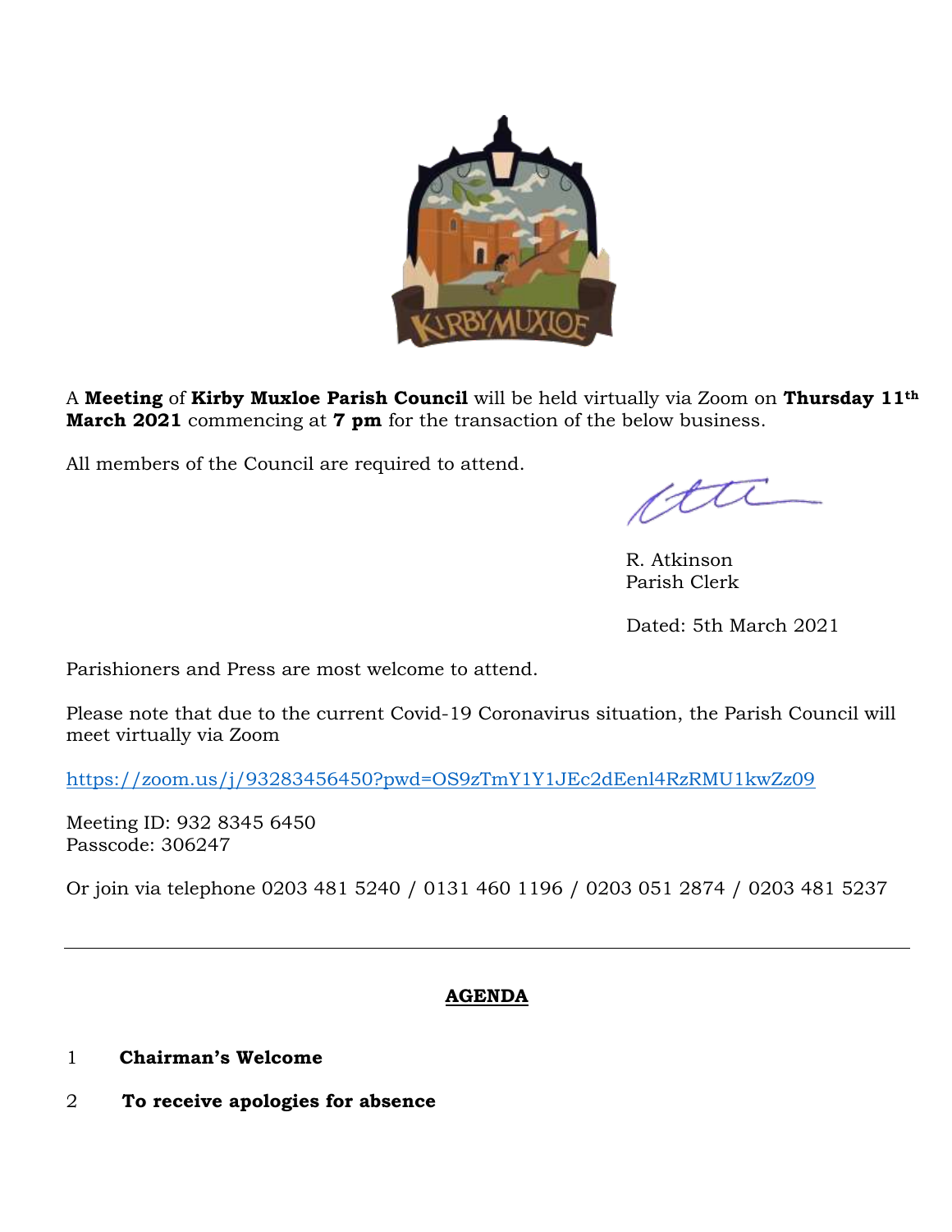A **Meeting** of **Kirby Muxloe Parish Council** will be held virtually via Zoom on **Thursday 11th March 2021** commencing at **7 pm** for the transaction of the below business.

All members of the Council are required to attend.

R. Atkinson
Parish Clerk

Dated: 5th March 2021

Parishioners and Press are most welcome to attend.

Please note that due to the current Covid-19 Coronavirus situation, the Parish Council will meet virtually via Zoom

https://zoom.us/j/93283456450?pwd=OS9zTmY1Y1JEc2dEenl4RzRMU1kwZz09

Meeting ID: 932 8345 6450
Passcode: 306247

Or join via telephone 0203 481 5240 / 0131 460 1196 / 0203 051 2874 / 0203 481 5237

---

## AGENDA

1 **Chairman's Welcome**

2 **To receive apologies for absence**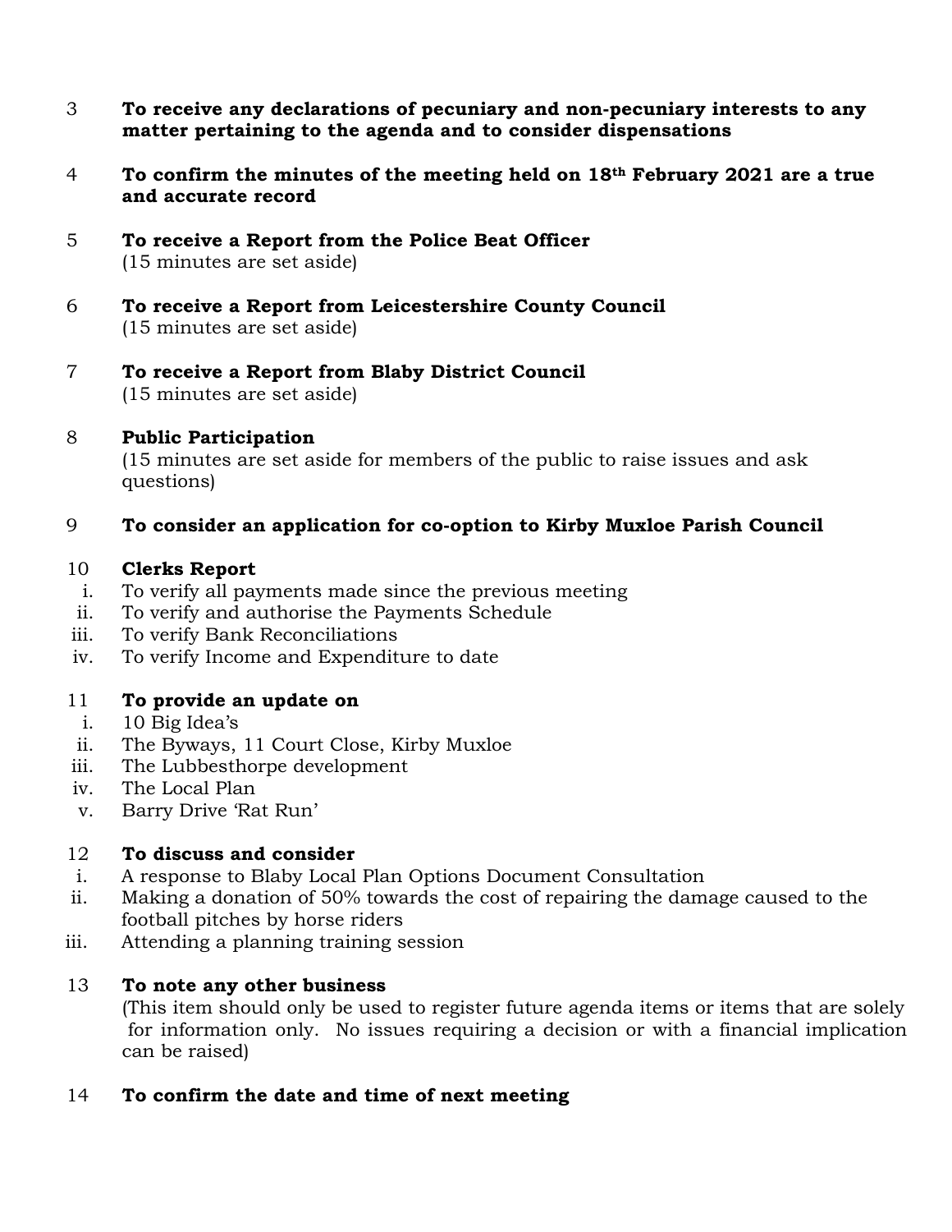3 **To receive any declarations of pecuniary and non-pecuniary interests to any matter pertaining to the agenda and to consider dispensations**

4 **To confirm the minutes of the meeting held on 18th February 2021 are a true and accurate record**

5 **To receive a Report from the Police Beat Officer**
(15 minutes are set aside)

6 **To receive a Report from Leicestershire County Council**
(15 minutes are set aside)

7 **To receive a Report from Blaby District Council**
(15 minutes are set aside)

8 **Public Participation**
(15 minutes are set aside for members of the public to raise issues and ask questions)

9 **To consider an application for co-option to Kirby Muxloe Parish Council**

10 **Clerks Report**

i. To verify all payments made since the previous meeting
ii. To verify and authorise the Payments Schedule
iii. To verify Bank Reconciliations
iv. To verify Income and Expenditure to date

11 **To provide an update on**

i. 10 Big Idea's
ii. The Byways, 11 Court Close, Kirby Muxloe
iii. The Lubbesthorpe development
iv. The Local Plan
v. Barry Drive 'Rat Run'

12 **To discuss and consider**

i. A response to Blaby Local Plan Options Document Consultation
ii. Making a donation of 50% towards the cost of repairing the damage caused to the football pitches by horse riders
iii. Attending a planning training session

13 **To note any other business**
(This item should only be used to register future agenda items or items that are solely for information only. No issues requiring a decision or with a financial implication can be raised)

14 **To confirm the date and time of next meeting**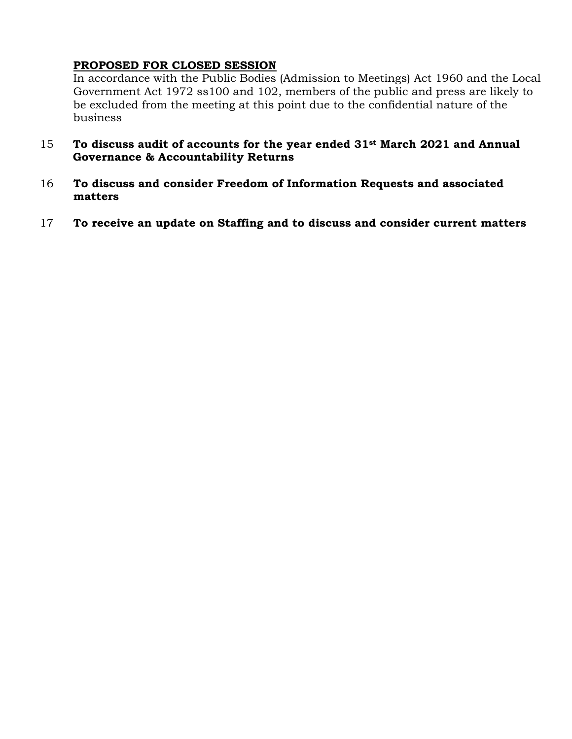**<u>PROPOSED FOR CLOSED SESSION</u>**

In accordance with the Public Bodies (Admission to Meetings) Act 1960 and the Local Government Act 1972 ss100 and 102, members of the public and press are likely to be excluded from the meeting at this point due to the confidential nature of the business

15 **To discuss audit of accounts for the year ended 31st March 2021 and Annual Governance & Accountability Returns**

16 **To discuss and consider Freedom of Information Requests and associated matters**

17 **To receive an update on Staffing and to discuss and consider current matters**